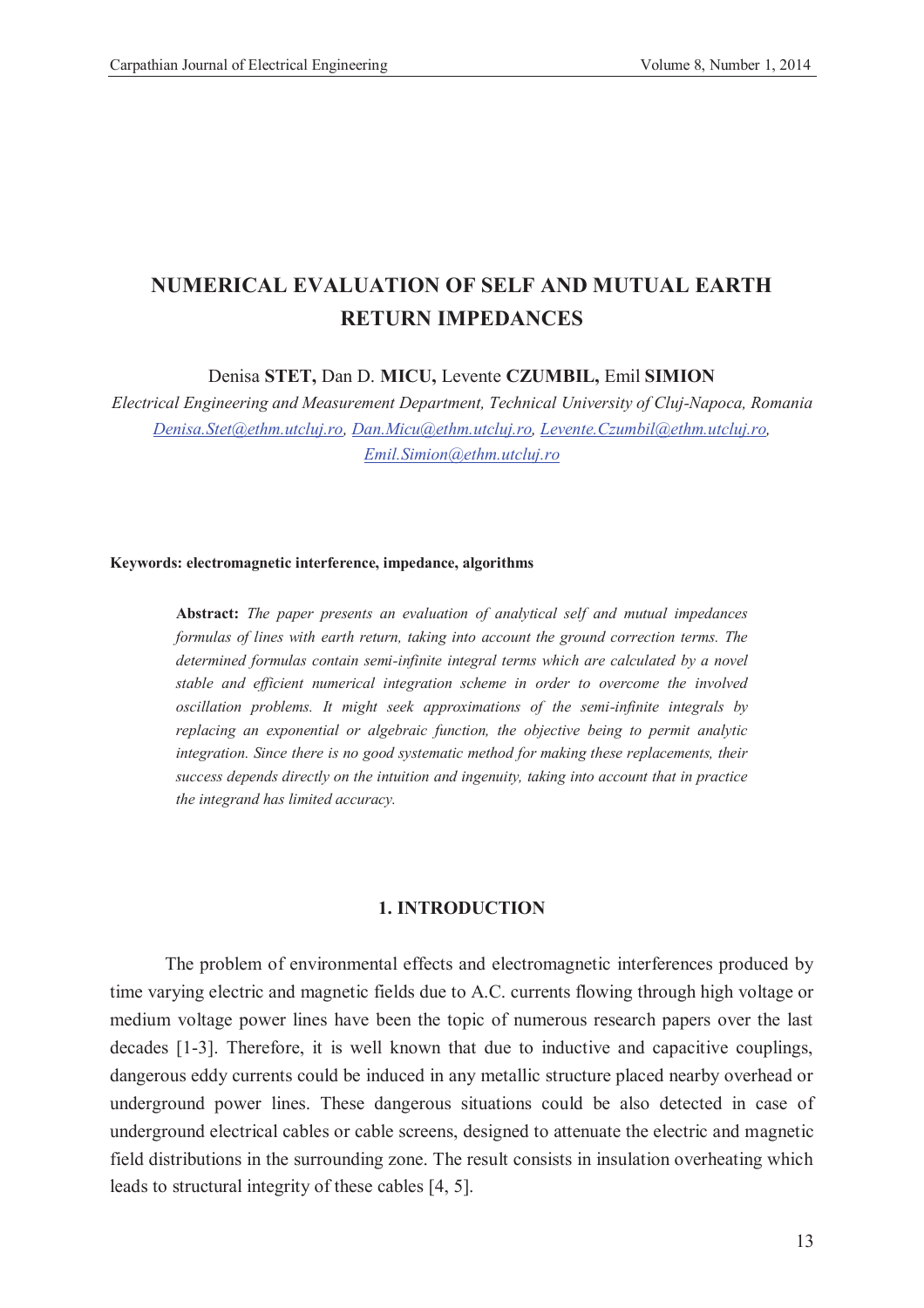# NUMERICAL EVALUATION OF SELF AND MUTUAL EARTH RETURN IMPEDANCES

Denisa **STET,** Dan D. **MICU,** Levente **CZUMBIL,** Emil **SIMION**

*Electrical Engineering and Measurement Department, Technical University of Cluj-Napoca, Romania*
*Denisa.Stet@ethm.utcluj.ro, Dan.Micu@ethm.utcluj.ro, Levente.Czumbil@ethm.utcluj.ro, Emil.Simion@ethm.utcluj.ro*

**Keywords: electromagnetic interference, impedance, algorithms**

**Abstract:** *The paper presents an evaluation of analytical self and mutual impedances formulas of lines with earth return, taking into account the ground correction terms. The determined formulas contain semi-infinite integral terms which are calculated by a novel stable and efficient numerical integration scheme in order to overcome the involved oscillation problems. It might seek approximations of the semi-infinite integrals by replacing an exponential or algebraic function, the objective being to permit analytic integration. Since there is no good systematic method for making these replacements, their success depends directly on the intuition and ingenuity, taking into account that in practice the integrand has limited accuracy.*

## 1. INTRODUCTION

The problem of environmental effects and electromagnetic interferences produced by time varying electric and magnetic fields due to A.C. currents flowing through high voltage or medium voltage power lines have been the topic of numerous research papers over the last decades [1-3]. Therefore, it is well known that due to inductive and capacitive couplings, dangerous eddy currents could be induced in any metallic structure placed nearby overhead or underground power lines. These dangerous situations could be also detected in case of underground electrical cables or cable screens, designed to attenuate the electric and magnetic field distributions in the surrounding zone. The result consists in insulation overheating which leads to structural integrity of these cables [4, 5].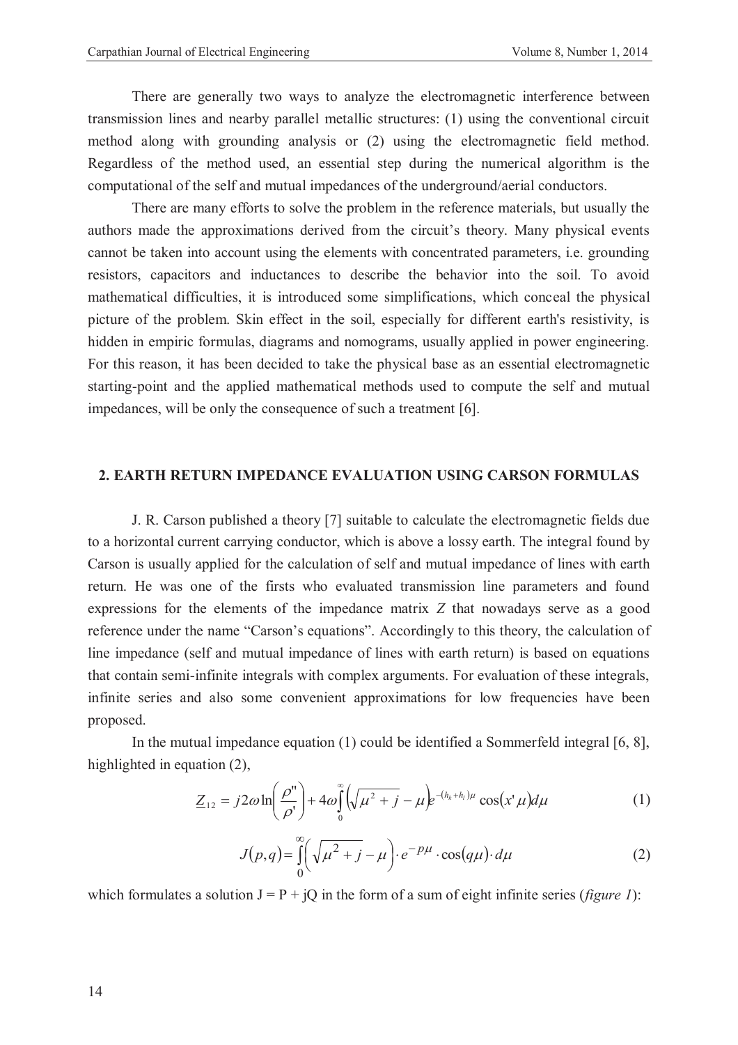There are generally two ways to analyze the electromagnetic interference between transmission lines and nearby parallel metallic structures: (1) using the conventional circuit method along with grounding analysis or (2) using the electromagnetic field method. Regardless of the method used, an essential step during the numerical algorithm is the computational of the self and mutual impedances of the underground/aerial conductors.

There are many efforts to solve the problem in the reference materials, but usually the authors made the approximations derived from the circuit's theory. Many physical events cannot be taken into account using the elements with concentrated parameters, i.e. grounding resistors, capacitors and inductances to describe the behavior into the soil. To avoid mathematical difficulties, it is introduced some simplifications, which conceal the physical picture of the problem. Skin effect in the soil, especially for different earth's resistivity, is hidden in empiric formulas, diagrams and nomograms, usually applied in power engineering. For this reason, it has been decided to take the physical base as an essential electromagnetic starting-point and the applied mathematical methods used to compute the self and mutual impedances, will be only the consequence of such a treatment [6].

## 2. EARTH RETURN IMPEDANCE EVALUATION USING CARSON FORMULAS

J. R. Carson published a theory [7] suitable to calculate the electromagnetic fields due to a horizontal current carrying conductor, which is above a lossy earth. The integral found by Carson is usually applied for the calculation of self and mutual impedance of lines with earth return. He was one of the firsts who evaluated transmission line parameters and found expressions for the elements of the impedance matrix $Z$ that nowadays serve as a good reference under the name "Carson's equations". Accordingly to this theory, the calculation of line impedance (self and mutual impedance of lines with earth return) is based on equations that contain semi-infinite integrals with complex arguments. For evaluation of these integrals, infinite series and also some convenient approximations for low frequencies have been proposed.

In the mutual impedance equation (1) could be identified a Sommerfeld integral [6, 8], highlighted in equation (2),

$$\underline{Z}_{12} = j2\omega \ln\left(\frac{\rho''}{\rho'}\right) + 4\omega \int_0^\infty \left(\sqrt{\mu^2 + j} - \mu\right) e^{-(h_k + h_i)\mu} \cos(x'\mu) d\mu \tag{1}$$

$$J(p,q) = \int_0^\infty \left(\sqrt{\mu^2 + j} - \mu\right) \cdot e^{-p\mu} \cdot \cos(q\mu) \cdot d\mu \tag{2}$$

which formulates a solution $J = P + jQ$ in the form of a sum of eight infinite series (*figure 1*):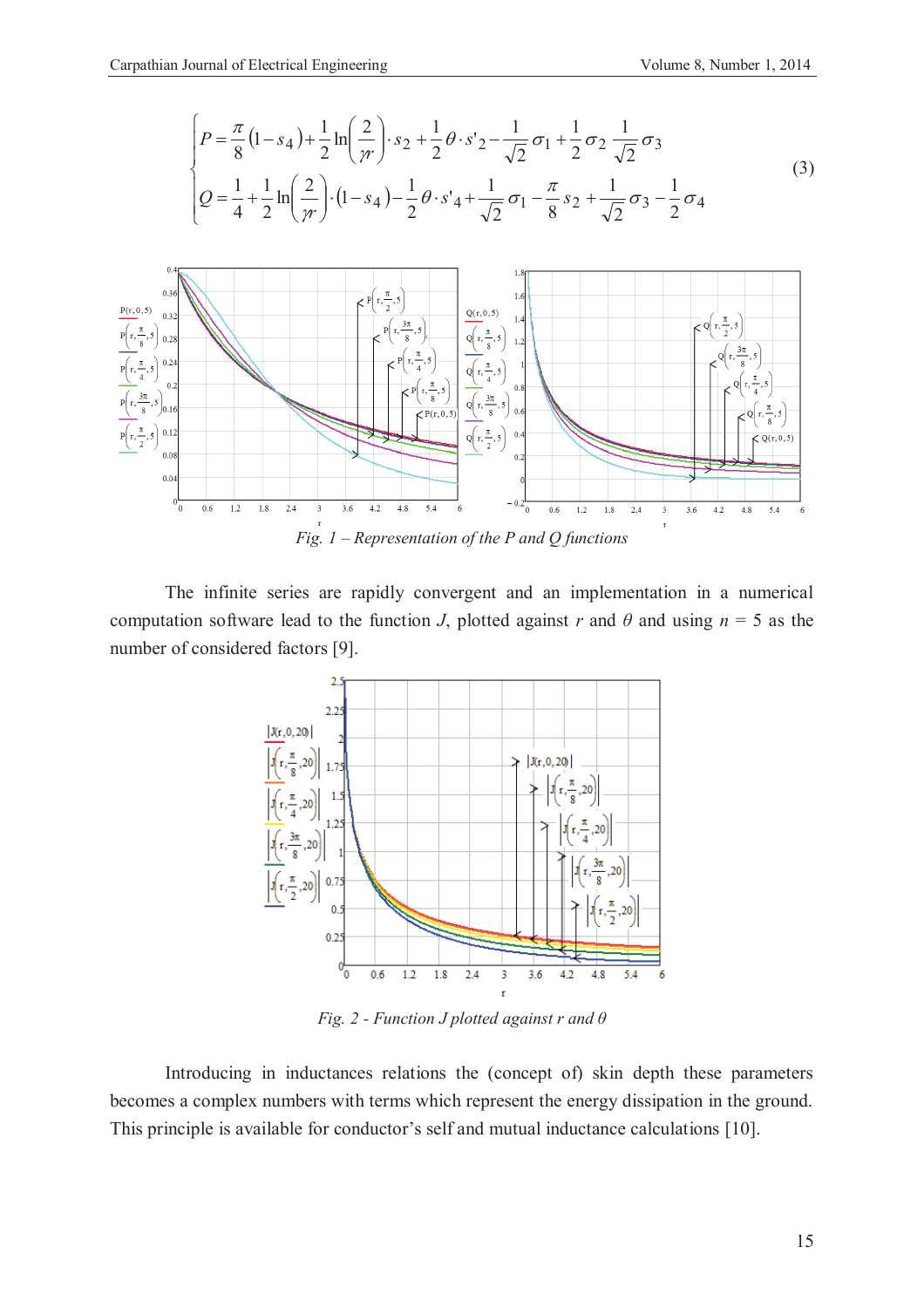$$
\begin{cases}
P = \dfrac{\pi}{8}(1-s_4) + \dfrac{1}{2}\ln\left(\dfrac{2}{\gamma r}\right)\cdot s_2 + \dfrac{1}{2}\theta\cdot s'_2 - \dfrac{1}{\sqrt{2}}\sigma_1 + \dfrac{1}{2}\sigma_2\,\dfrac{1}{\sqrt{2}}\sigma_3 \\[2ex]
Q = \dfrac{1}{4} + \dfrac{1}{2}\ln\left(\dfrac{2}{\gamma r}\right)\cdot(1-s_4) - \dfrac{1}{2}\theta\cdot s'_4 + \dfrac{1}{\sqrt{2}}\sigma_1 - \dfrac{\pi}{8}s_2 + \dfrac{1}{\sqrt{2}}\sigma_3 - \dfrac{1}{2}\sigma_4
\end{cases}
\tag{3}
$$

*Fig. 1 – Representation of the P and Q functions*

The infinite series are rapidly convergent and an implementation in a numerical computation software lead to the function $J$, plotted against $r$ and $\theta$ and using $n$ = 5 as the number of considered factors [9].

*Fig. 2 - Function J plotted against r and θ*

Introducing in inductances relations the (concept of) skin depth these parameters becomes a complex numbers with terms which represent the energy dissipation in the ground. This principle is available for conductor's self and mutual inductance calculations [10].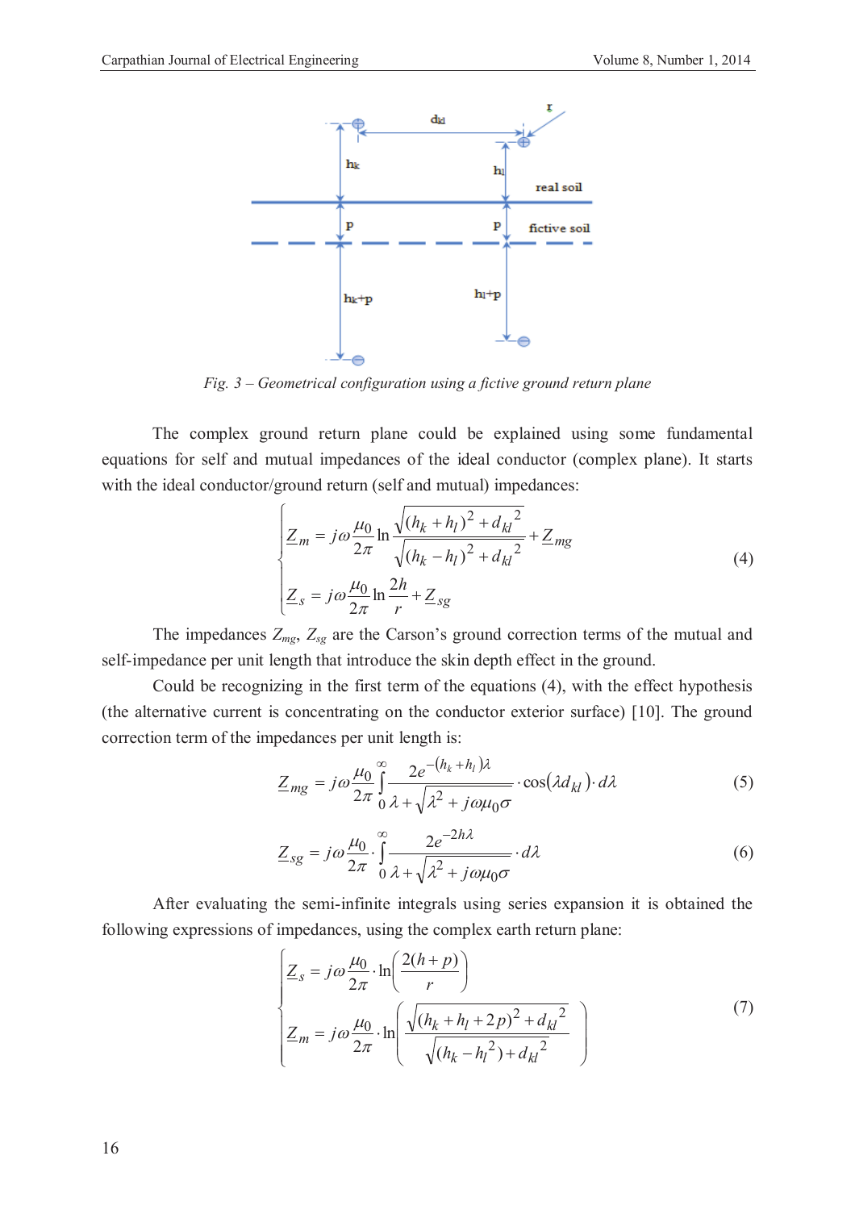Fig. 3 – Geometrical configuration using a fictive ground return plane

The complex ground return plane could be explained using some fundamental equations for self and mutual impedances of the ideal conductor (complex plane). It starts with the ideal conductor/ground return (self and mutual) impedances:

$$
\begin{cases}
\underline{Z}_m = j\omega \dfrac{\mu_0}{2\pi} \ln \dfrac{\sqrt{(h_k + h_l)^2 + {d_{kl}}^2}}{\sqrt{(h_k - h_l)^2 + {d_{kl}}^2}} + \underline{Z}_{mg} \\[2ex]
\underline{Z}_s = j\omega \dfrac{\mu_0}{2\pi} \ln \dfrac{2h}{r} + \underline{Z}_{sg}
\end{cases}
\tag{4}
$$

The impedances $Z_{mg}$, $Z_{sg}$ are the Carson's ground correction terms of the mutual and self-impedance per unit length that introduce the skin depth effect in the ground.

Could be recognizing in the first term of the equations (4), with the effect hypothesis (the alternative current is concentrating on the conductor exterior surface) [10]. The ground correction term of the impedances per unit length is:

$$
\underline{Z}_{mg} = j\omega \frac{\mu_0}{2\pi} \int_0^{\infty} \frac{2e^{-(h_k + h_l)\lambda}}{\lambda + \sqrt{\lambda^2 + j\omega\mu_0\sigma}} \cdot \cos(\lambda d_{kl}) \cdot d\lambda \tag{5}
$$

$$
\underline{Z}_{sg} = j\omega \frac{\mu_0}{2\pi} \cdot \int_0^{\infty} \frac{2e^{-2h\lambda}}{\lambda + \sqrt{\lambda^2 + j\omega\mu_0\sigma}} \cdot d\lambda \tag{6}
$$

After evaluating the semi-infinite integrals using series expansion it is obtained the following expressions of impedances, using the complex earth return plane:

$$
\begin{cases}
\underline{Z}_s = j\omega \dfrac{\mu_0}{2\pi} \cdot \ln\left(\dfrac{2(h+p)}{r}\right) \\[2ex]
\underline{Z}_m = j\omega \dfrac{\mu_0}{2\pi} \cdot \ln\left(\dfrac{\sqrt{(h_k + h_l + 2p)^2 + {d_{kl}}^2}}{\sqrt{(h_k - {h_l}^2) + {d_{kl}}^2}}\right)
\end{cases}
\tag{7}
$$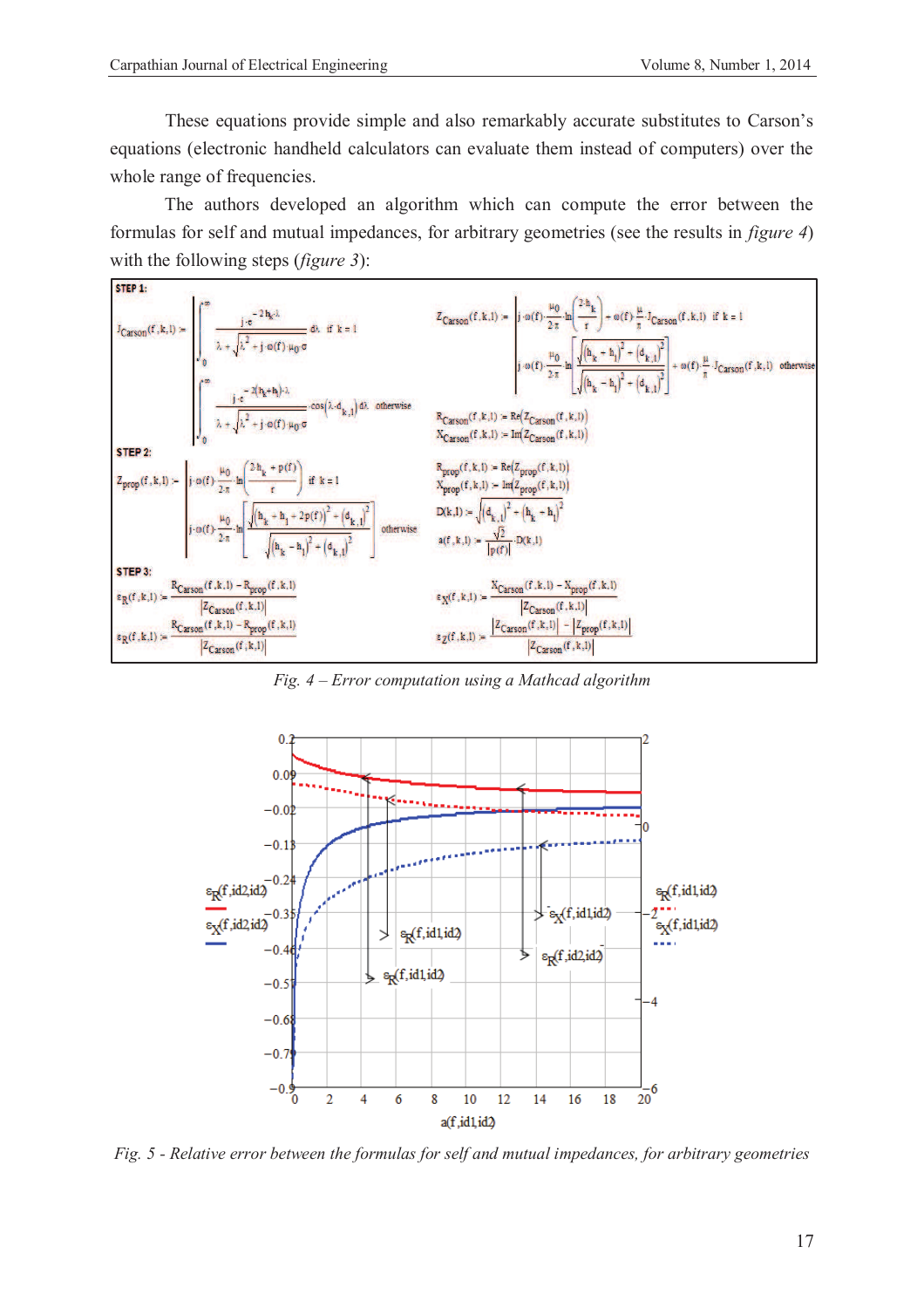These equations provide simple and also remarkably accurate substitutes to Carson's equations (electronic handheld calculators can evaluate them instead of computers) over the whole range of frequencies.

The authors developed an algorithm which can compute the error between the formulas for self and mutual impedances, for arbitrary geometries (see the results in *figure 4*) with the following steps (*figure 3*):

**STEP 1:**

$$J_{Carson}(f,k,l) := \begin{cases} \displaystyle\int_0^{\infty} \frac{j\cdot e^{-2h_k\cdot\lambda}}{\lambda+\sqrt{\lambda^2+j\cdot\omega(f)\cdot\mu_0\cdot\sigma}}\,d\lambda & \text{if } k=1 \\ \displaystyle\int_0^{\infty} \frac{j\cdot e^{-2(h_k+h_l)\cdot\lambda}}{\lambda+\sqrt{\lambda^2+j\cdot\omega(f)\cdot\mu_0\cdot\sigma}}\cdot\cos(\lambda\cdot d_{k,l})\,d\lambda & \text{otherwise} \end{cases}$$

$$Z_{Carson}(f,k,l) := \begin{cases} j\cdot\omega(f)\cdot\dfrac{\mu_0}{2\cdot\pi}\cdot\ln\left(\dfrac{2\cdot h_k}{r}\right)+\omega(f)\cdot\dfrac{\mu}{\pi}\cdot J_{Carson}(f,k,l) & \text{if } k=1 \\ j\cdot\omega(f)\cdot\dfrac{\mu_0}{2\cdot\pi}\cdot\ln\left[\dfrac{\sqrt{(h_k+h_l)^2+(d_{k,l})^2}}{\sqrt{(h_k-h_l)^2+(d_{k,l})^2}}\right]+\omega(f)\cdot\dfrac{\mu}{\pi}\cdot J_{Carson}(f,k,l) & \text{otherwise} \end{cases}$$

$$R_{Carson}(f,k,l) := \mathrm{Re}(Z_{Carson}(f,k,l))$$
$$X_{Carson}(f,k,l) := \mathrm{Im}(Z_{Carson}(f,k,l))$$

**STEP 2:**

$$Z_{prop}(f,k,l) := \begin{cases} j\cdot\omega(f)\cdot\dfrac{\mu_0}{2\cdot\pi}\cdot\ln\left(\dfrac{2\cdot h_k+p(f)}{r}\right) & \text{if } k=1 \\ j\cdot\omega(f)\cdot\dfrac{\mu_0}{2\cdot\pi}\cdot\ln\left[\dfrac{\sqrt{(h_k+h_l+2\cdot p(f))^2+(d_{k,l})^2}}{\sqrt{(h_k-h_l)^2+(d_{k,l})^2}}\right] & \text{otherwise} \end{cases}$$

$$R_{prop}(f,k,l) := \mathrm{Re}(Z_{prop}(f,k,l))$$
$$X_{prop}(f,k,l) := \mathrm{Im}(Z_{prop}(f,k,l))$$
$$D(k,l) := \sqrt{(d_{k,l})^2+(h_k+h_l)^2}$$
$$a(f,k,l) := \frac{\sqrt{2}}{|p(f)|}\cdot D(k,l)$$

**STEP 3:**

$$\varepsilon_R(f,k,l) := \frac{R_{Carson}(f,k,l)-R_{prop}(f,k,l)}{|Z_{Carson}(f,k,l)|} \qquad \varepsilon_X(f,k,l) := \frac{X_{Carson}(f,k,l)-X_{prop}(f,k,l)}{|Z_{Carson}(f,k,l)|}$$

$$\varepsilon_R(f,k,l) := \frac{R_{Carson}(f,k,l)-R_{prop}(f,k,l)}{|Z_{Carson}(f,k,l)|} \qquad \varepsilon_Z(f,k,l) := \frac{|Z_{Carson}(f,k,l)|-|Z_{prop}(f,k,l)|}{|Z_{Carson}(f,k,l)|}$$

*Fig. 4 – Error computation using a Mathcad algorithm*

*Fig. 5 - Relative error between the formulas for self and mutual impedances, for arbitrary geometries*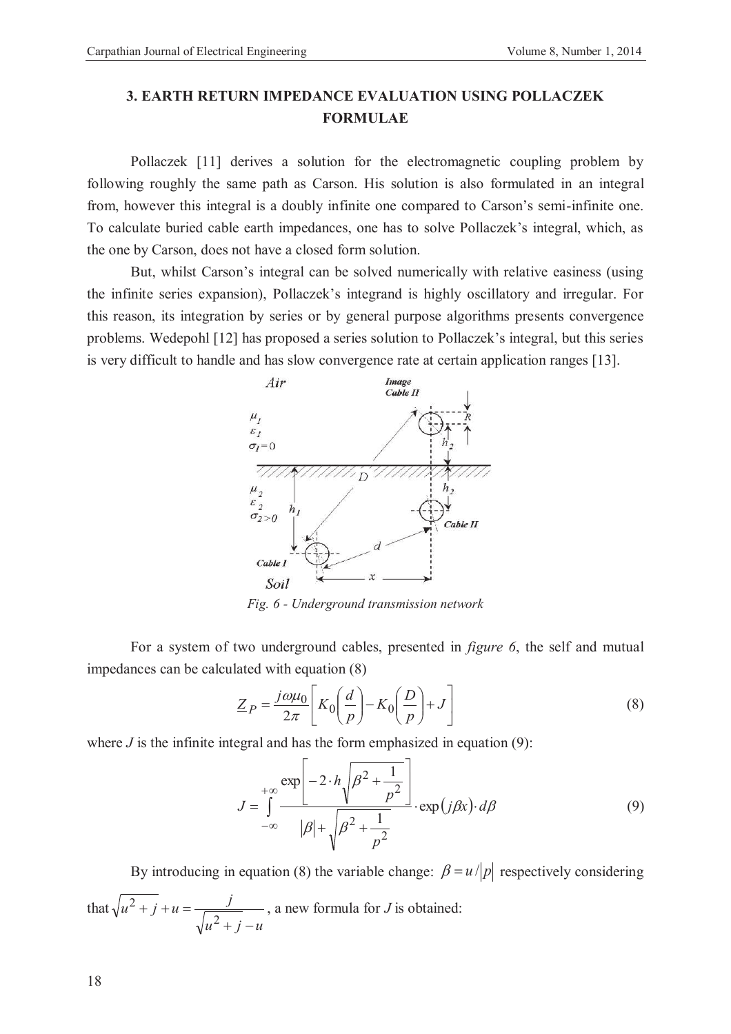## 3. EARTH RETURN IMPEDANCE EVALUATION USING POLLACZEK FORMULAE

Pollaczek [11] derives a solution for the electromagnetic coupling problem by following roughly the same path as Carson. His solution is also formulated in an integral from, however this integral is a doubly infinite one compared to Carson's semi-infinite one. To calculate buried cable earth impedances, one has to solve Pollaczek's integral, which, as the one by Carson, does not have a closed form solution.

But, whilst Carson's integral can be solved numerically with relative easiness (using the infinite series expansion), Pollaczek's integrand is highly oscillatory and irregular. For this reason, its integration by series or by general purpose algorithms presents convergence problems. Wedepohl [12] has proposed a series solution to Pollaczek's integral, but this series is very difficult to handle and has slow convergence rate at certain application ranges [13].

*Fig. 6 - Underground transmission network*

For a system of two underground cables, presented in *figure 6*, the self and mutual impedances can be calculated with equation (8)

$$\underline{Z}_P = \frac{j\omega\mu_0}{2\pi}\left[K_0\left(\frac{d}{p}\right) - K_0\left(\frac{D}{p}\right) + J\right] \tag{8}$$

where $J$ is the infinite integral and has the form emphasized in equation (9):

$$J = \int_{-\infty}^{+\infty} \frac{\exp\left[-2\cdot h\sqrt{\beta^2 + \frac{1}{p^2}}\right]}{|\beta| + \sqrt{\beta^2 + \frac{1}{p^2}}} \cdot \exp(j\beta x)\cdot d\beta \tag{9}$$

By introducing in equation (8) the variable change: $\beta = u/|p|$ respectively considering that $\sqrt{u^2 + j} + u = \frac{j}{\sqrt{u^2 + j} - u}$, a new formula for $J$ is obtained: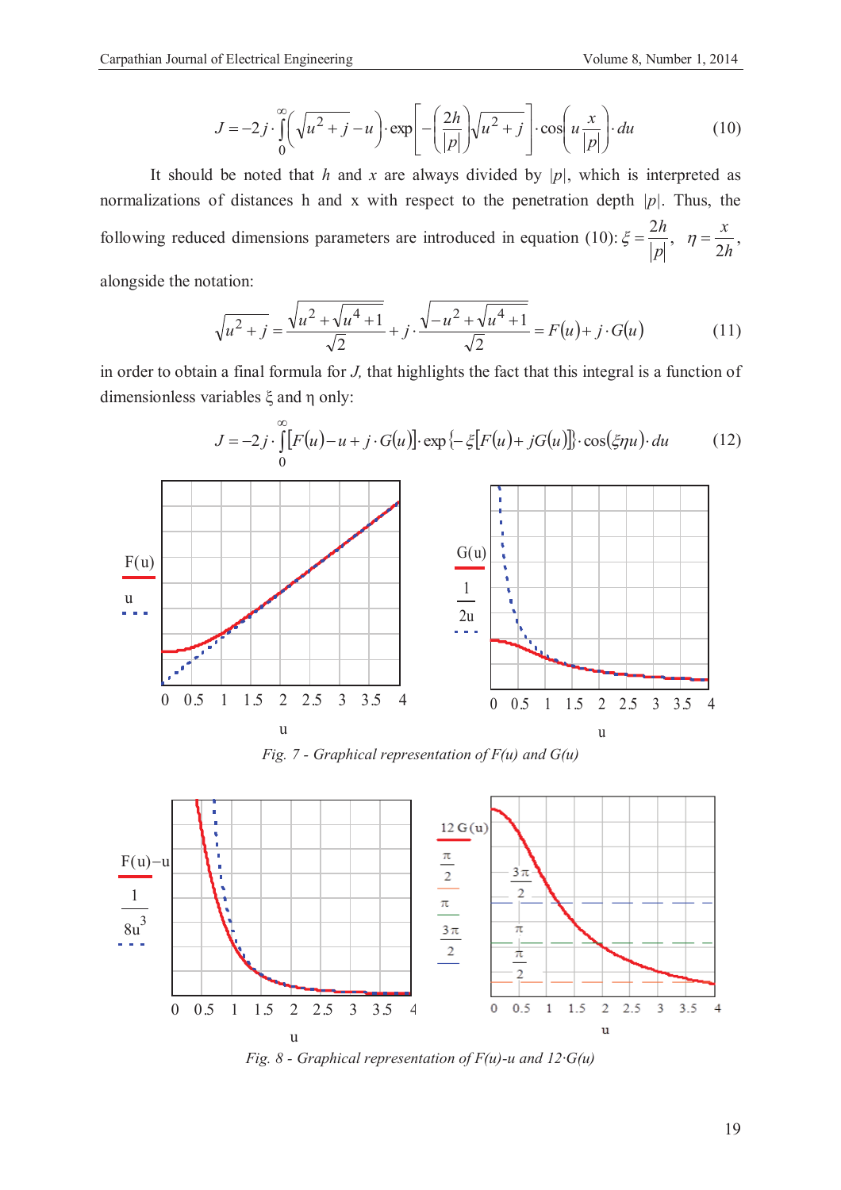$$J = -2j \cdot \int_0^\infty \left(\sqrt{u^2 + j} - u\right) \cdot \exp\left[-\left(\frac{2h}{|p|}\right)\sqrt{u^2 + j}\right] \cdot \cos\left(u \frac{x}{|p|}\right) \cdot du \tag{10}$$

It should be noted that $h$ and $x$ are always divided by $|p|$, which is interpreted as normalizations of distances h and x with respect to the penetration depth $|p|$. Thus, the following reduced dimensions parameters are introduced in equation (10): $\xi = \frac{2h}{|p|}$, $\eta = \frac{x}{2h}$, alongside the notation:

$$\sqrt{u^2 + j} = \frac{\sqrt{u^2 + \sqrt{u^4 + 1}}}{\sqrt{2}} + j \cdot \frac{\sqrt{-u^2 + \sqrt{u^4 + 1}}}{\sqrt{2}} = F(u) + j \cdot G(u) \tag{11}$$

in order to obtain a final formula for $J$, that highlights the fact that this integral is a function of dimensionless variables ξ and η only:

$$J = -2j \cdot \int_0^\infty [F(u) - u + j \cdot G(u)] \cdot \exp\{-\xi[F(u) + jG(u)]\} \cdot \cos(\xi \eta u) \cdot du \tag{12}$$

*Fig. 7 - Graphical representation of F(u) and G(u)*

*Fig. 8 - Graphical representation of F(u)-u and 12·G(u)*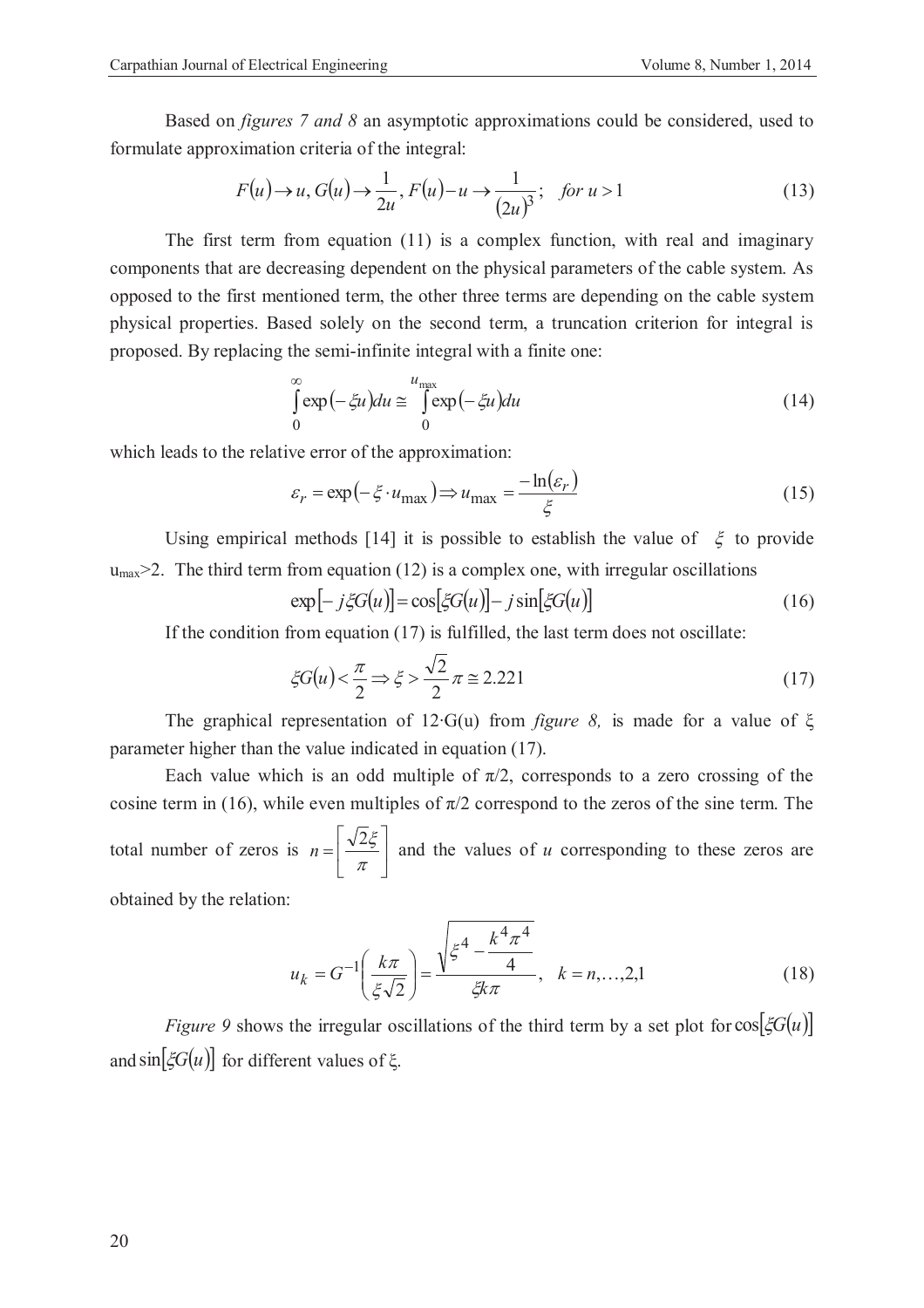Based on *figures 7 and 8* an asymptotic approximations could be considered, used to formulate approximation criteria of the integral:

$$F(u) \to u,\ G(u) \to \frac{1}{2u},\ F(u) - u \to \frac{1}{(2u)^3}; \quad for\ u > 1 \tag{13}$$

The first term from equation (11) is a complex function, with real and imaginary components that are decreasing dependent on the physical parameters of the cable system. As opposed to the first mentioned term, the other three terms are depending on the cable system physical properties. Based solely on the second term, a truncation criterion for integral is proposed. By replacing the semi-infinite integral with a finite one:

$$\int_0^\infty \exp(-\xi u)du \cong \int_0^{u_{\max}} \exp(-\xi u)du \tag{14}$$

which leads to the relative error of the approximation:

$$\varepsilon_r = \exp(-\xi \cdot u_{\max}) \Rightarrow u_{\max} = \frac{-\ln(\varepsilon_r)}{\xi} \tag{15}$$

Using empirical methods [14] it is possible to establish the value of $\xi$ to provide $u_{max}>2$. The third term from equation (12) is a complex one, with irregular oscillations

$$\exp[-j\xi G(u)] = \cos[\xi G(u)] - j\sin[\xi G(u)] \tag{16}$$

If the condition from equation (17) is fulfilled, the last term does not oscillate:

$$\xi G(u) < \frac{\pi}{2} \Rightarrow \xi > \frac{\sqrt{2}}{2}\pi \cong 2.221 \tag{17}$$

The graphical representation of $12 \cdot G(u)$ from *figure 8,* is made for a value of $\xi$ parameter higher than the value indicated in equation (17).

Each value which is an odd multiple of $\pi/2$, corresponds to a zero crossing of the cosine term in (16), while even multiples of $\pi/2$ correspond to the zeros of the sine term. The total number of zeros is $n = \left[\frac{\sqrt{2}\xi}{\pi}\right]$ and the values of $u$ corresponding to these zeros are obtained by the relation:

$$u_k = G^{-1}\left(\frac{k\pi}{\xi\sqrt{2}}\right) = \frac{\sqrt{\xi^4 - \frac{k^4\pi^4}{4}}}{\xi k\pi}, \quad k = n, \ldots, 2, 1 \tag{18}$$

*Figure 9* shows the irregular oscillations of the third term by a set plot for $\cos[\xi G(u)]$ and $\sin[\xi G(u)]$ for different values of $\xi$.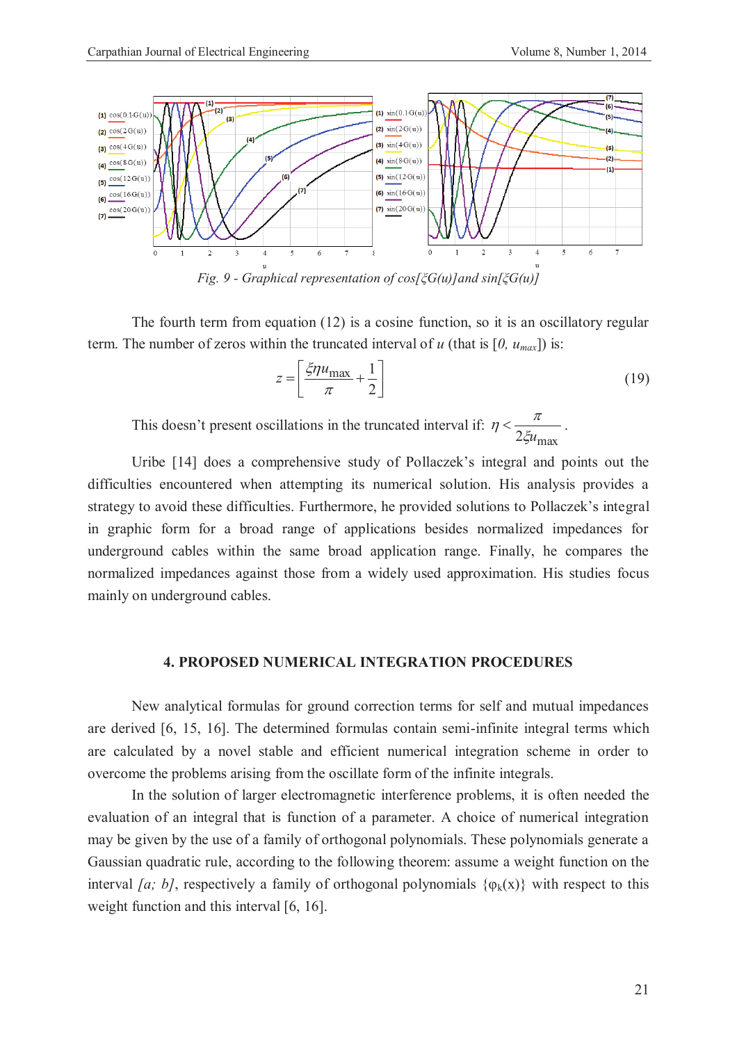*Fig. 9 - Graphical representation of cos[ξG(u)] and sin[ξG(u)]*

The fourth term from equation (12) is a cosine function, so it is an oscillatory regular term. The number of zeros within the truncated interval of $u$ (that is $[0, u_{max}]$) is:

$$z = \left[ \frac{\xi \eta u_{\max}}{\pi} + \frac{1}{2} \right] \tag{19}$$

This doesn't present oscillations in the truncated interval if: $\eta < \dfrac{\pi}{2\xi u_{\max}}$.

Uribe [14] does a comprehensive study of Pollaczek's integral and points out the difficulties encountered when attempting its numerical solution. His analysis provides a strategy to avoid these difficulties. Furthermore, he provided solutions to Pollaczek's integral in graphic form for a broad range of applications besides normalized impedances for underground cables within the same broad application range. Finally, he compares the normalized impedances against those from a widely used approximation. His studies focus mainly on underground cables.

## 4. PROPOSED NUMERICAL INTEGRATION PROCEDURES

New analytical formulas for ground correction terms for self and mutual impedances are derived [6, 15, 16]. The determined formulas contain semi-infinite integral terms which are calculated by a novel stable and efficient numerical integration scheme in order to overcome the problems arising from the oscillate form of the infinite integrals.

In the solution of larger electromagnetic interference problems, it is often needed the evaluation of an integral that is function of a parameter. A choice of numerical integration may be given by the use of a family of orthogonal polynomials. These polynomials generate a Gaussian quadratic rule, according to the following theorem: assume a weight function on the interval *[a; b]*, respectively a family of orthogonal polynomials $\{\varphi_k(x)\}$ with respect to this weight function and this interval [6, 16].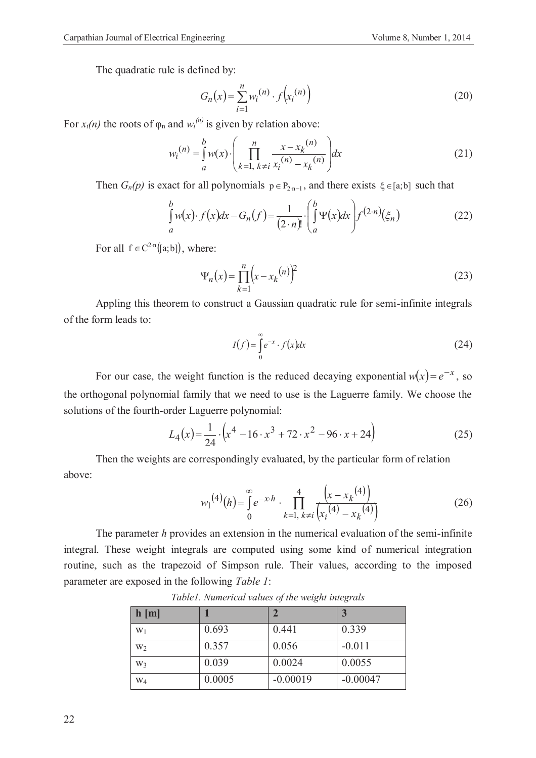The quadratic rule is defined by:

$$G_n(x) = \sum_{i=1}^{n} w_i^{(n)} \cdot f\left(x_i^{(n)}\right) \tag{20}$$

For $x_i(n)$ the roots of $\varphi_n$ and $w_i^{(n)}$ is given by relation above:

$$w_i^{(n)} = \int_a^b w(x) \cdot \left( \prod_{k=1,\, k \neq i}^{n} \frac{x - x_k^{(n)}}{x_i^{(n)} - x_k^{(n)}} \right) dx \tag{21}$$

Then $G_n(p)$ is exact for all polynomials $p \in P_{2 \cdot n - 1}$, and there exists $\xi \in [a;b]$ such that

$$\int_a^b w(x) \cdot f(x) dx - G_n(f) = \frac{1}{(2 \cdot n)!} \cdot \left( \int_a^b \Psi(x) dx \right) f^{(2 \cdot n)}(\xi_n) \tag{22}$$

For all $f \in C^{2 \cdot n}([a;b])$, where:

$$\Psi_n(x) = \prod_{k=1}^{n} \left( x - x_k^{(n)} \right)^2 \tag{23}$$

Appling this theorem to construct a Gaussian quadratic rule for semi-infinite integrals of the form leads to:

$$I(f) = \int_0^\infty e^{-x} \cdot f(x) dx \tag{24}$$

For our case, the weight function is the reduced decaying exponential $w(x) = e^{-x}$, so the orthogonal polynomial family that we need to use is the Laguerre family. We choose the solutions of the fourth-order Laguerre polynomial:

$$L_4(x) = \frac{1}{24} \cdot \left( x^4 - 16 \cdot x^3 + 72 \cdot x^2 - 96 \cdot x + 24 \right) \tag{25}$$

Then the weights are correspondingly evaluated, by the particular form of relation above:

$$w_1^{(4)}(h) = \int_0^\infty e^{-x \cdot h} \cdot \prod_{k=1,\, k \neq i}^{4} \frac{\left( x - x_k^{(4)} \right)}{\left( x_i^{(4)} - x_k^{(4)} \right)} \tag{26}$$

The parameter $h$ provides an extension in the numerical evaluation of the semi-infinite integral. These weight integrals are computed using some kind of numerical integration routine, such as the trapezoid of Simpson rule. Their values, according to the imposed parameter are exposed in the following *Table 1*:

*Table1. Numerical values of the weight integrals*

| **h [m]** | **1** | **2** | **3** |
|---|---|---|---|
| $w_1$ | 0.693 | 0.441 | 0.339 |
| $w_2$ | 0.357 | 0.056 | -0.011 |
| $w_3$ | 0.039 | 0.0024 | 0.0055 |
| $w_4$ | 0.0005 | -0.00019 | -0.00047 |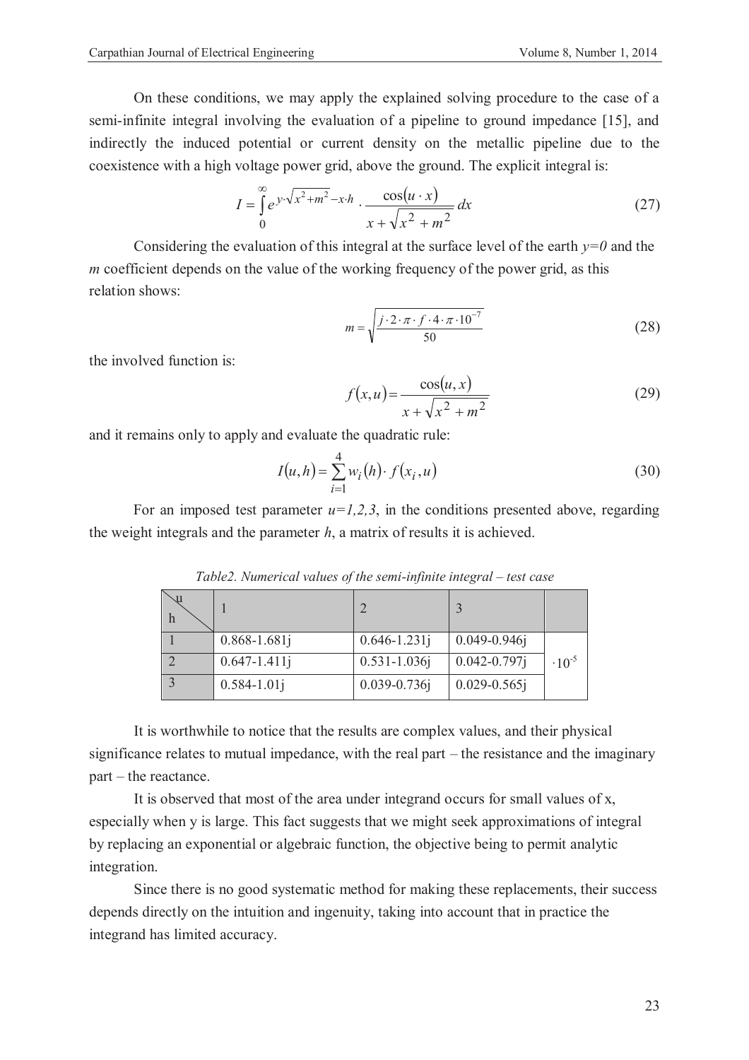On these conditions, we may apply the explained solving procedure to the case of a semi-infinite integral involving the evaluation of a pipeline to ground impedance [15], and indirectly the induced potential or current density on the metallic pipeline due to the coexistence with a high voltage power grid, above the ground. The explicit integral is:

$$I = \int_{0}^{\infty} e^{y\cdot\sqrt{x^2+m^2}-x\cdot h} \cdot \frac{\cos(u\cdot x)}{x+\sqrt{x^2+m^2}}\,dx \tag{27}$$

Considering the evaluation of this integral at the surface level of the earth $y=0$ and the $m$ coefficient depends on the value of the working frequency of the power grid, as this relation shows:

$$m = \sqrt{\frac{j\cdot 2\cdot\pi\cdot f\cdot 4\cdot\pi\cdot 10^{-7}}{50}} \tag{28}$$

the involved function is:

$$f(x,u) = \frac{\cos(u,x)}{x+\sqrt{x^2+m^2}} \tag{29}$$

and it remains only to apply and evaluate the quadratic rule:

$$I(u,h) = \sum_{i=1}^{4} w_i(h)\cdot f(x_i,u) \tag{30}$$

For an imposed test parameter $u=1,2,3$, in the conditions presented above, regarding the weight integrals and the parameter $h$, a matrix of results it is achieved.

*Table2. Numerical values of the semi-infinite integral – test case*

| h \ u | 1 | 2 | 3 | |
|---|---|---|---|---|
| 1 | 0.868-1.681j | 0.646-1.231j | 0.049-0.946j | $\cdot 10^{-5}$ |
| 2 | 0.647-1.411j | 0.531-1.036j | 0.042-0.797j | |
| 3 | 0.584-1.01j | 0.039-0.736j | 0.029-0.565j | |

It is worthwhile to notice that the results are complex values, and their physical significance relates to mutual impedance, with the real part – the resistance and the imaginary part – the reactance.

It is observed that most of the area under integrand occurs for small values of x, especially when y is large. This fact suggests that we might seek approximations of integral by replacing an exponential or algebraic function, the objective being to permit analytic integration.

Since there is no good systematic method for making these replacements, their success depends directly on the intuition and ingenuity, taking into account that in practice the integrand has limited accuracy.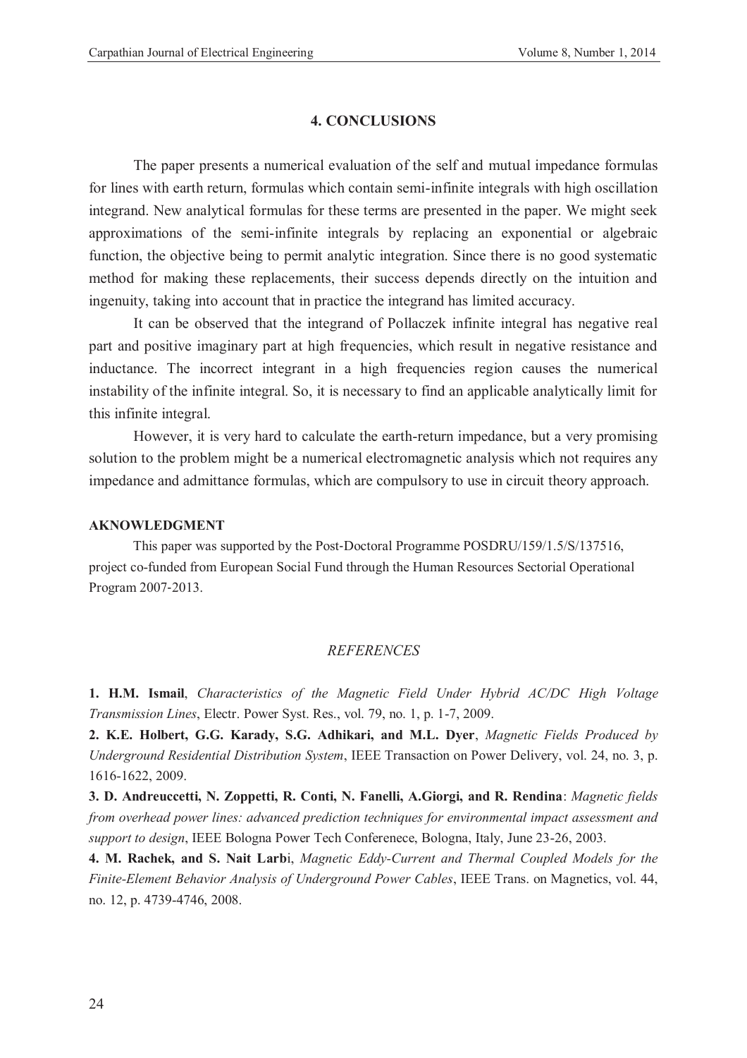## 4. CONCLUSIONS

The paper presents a numerical evaluation of the self and mutual impedance formulas for lines with earth return, formulas which contain semi-infinite integrals with high oscillation integrand. New analytical formulas for these terms are presented in the paper. We might seek approximations of the semi-infinite integrals by replacing an exponential or algebraic function, the objective being to permit analytic integration. Since there is no good systematic method for making these replacements, their success depends directly on the intuition and ingenuity, taking into account that in practice the integrand has limited accuracy.

It can be observed that the integrand of Pollaczek infinite integral has negative real part and positive imaginary part at high frequencies, which result in negative resistance and inductance. The incorrect integrant in a high frequencies region causes the numerical instability of the infinite integral. So, it is necessary to find an applicable analytically limit for this infinite integral.

However, it is very hard to calculate the earth-return impedance, but a very promising solution to the problem might be a numerical electromagnetic analysis which not requires any impedance and admittance formulas, which are compulsory to use in circuit theory approach.

**AKNOWLEDGMENT**

This paper was supported by the Post-Doctoral Programme POSDRU/159/1.5/S/137516, project co-funded from European Social Fund through the Human Resources Sectorial Operational Program 2007-2013.

## *REFERENCES*

**1. H.M. Ismail**, *Characteristics of the Magnetic Field Under Hybrid AC/DC High Voltage Transmission Lines*, Electr. Power Syst. Res., vol. 79, no. 1, p. 1-7, 2009.

**2. K.E. Holbert, G.G. Karady, S.G. Adhikari, and M.L. Dyer**, *Magnetic Fields Produced by Underground Residential Distribution System*, IEEE Transaction on Power Delivery, vol. 24, no. 3, p. 1616-1622, 2009.

**3. D. Andreuccetti, N. Zoppetti, R. Conti, N. Fanelli, A.Giorgi, and R. Rendina**: *Magnetic fields from overhead power lines: advanced prediction techniques for environmental impact assessment and support to design*, IEEE Bologna Power Tech Conferenece, Bologna, Italy, June 23-26, 2003.

**4. M. Rachek, and S. Nait Larb**i, *Magnetic Eddy-Current and Thermal Coupled Models for the Finite-Element Behavior Analysis of Underground Power Cables*, IEEE Trans. on Magnetics, vol. 44, no. 12, p. 4739-4746, 2008.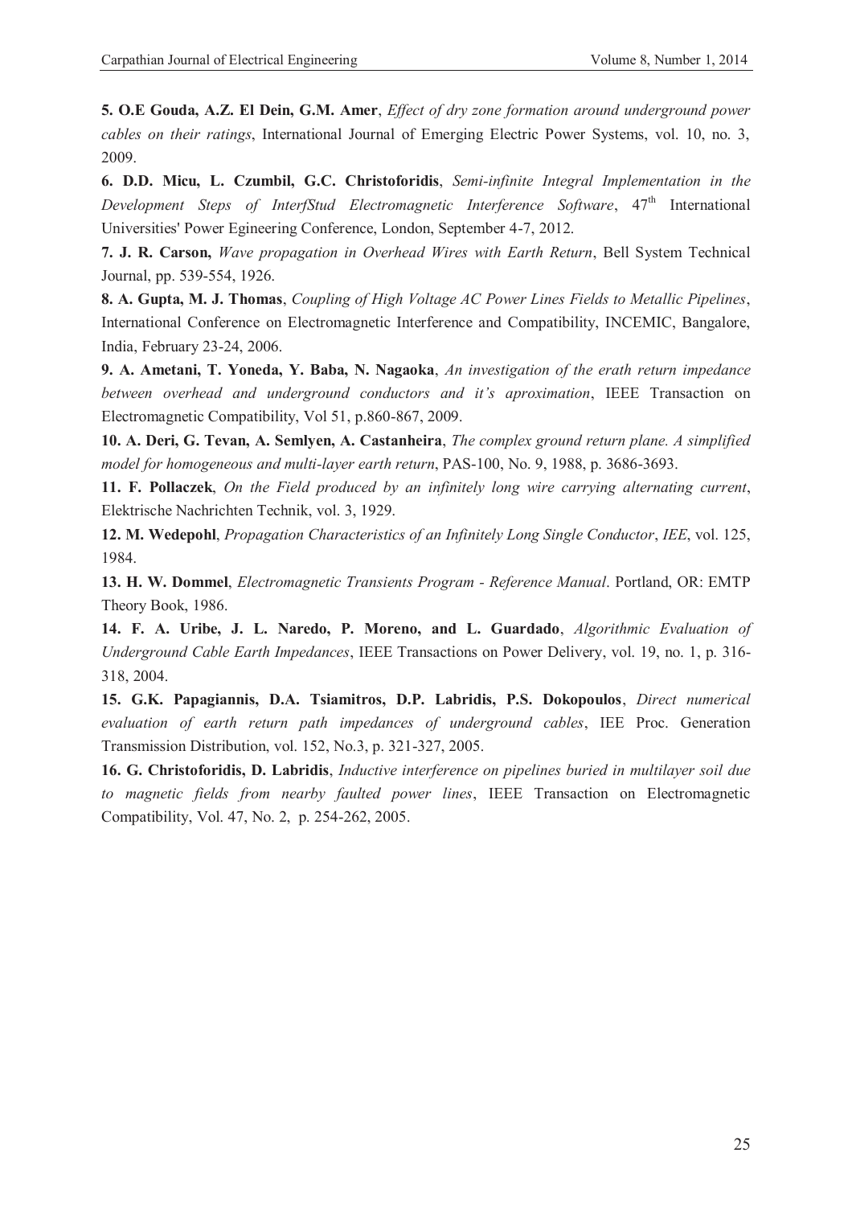**5. O.E Gouda, A.Z. El Dein, G.M. Amer**, *Effect of dry zone formation around underground power cables on their ratings*, International Journal of Emerging Electric Power Systems, vol. 10, no. 3, 2009.

**6. D.D. Micu, L. Czumbil, G.C. Christoforidis**, *Semi-infinite Integral Implementation in the Development Steps of InterfStud Electromagnetic Interference Software*, 47th International Universities' Power Egineering Conference, London, September 4-7, 2012.

**7. J. R. Carson,** *Wave propagation in Overhead Wires with Earth Return*, Bell System Technical Journal, pp. 539-554, 1926.

**8. A. Gupta, M. J. Thomas**, *Coupling of High Voltage AC Power Lines Fields to Metallic Pipelines*, International Conference on Electromagnetic Interference and Compatibility, INCEMIC, Bangalore, India, February 23-24, 2006.

**9. A. Ametani, T. Yoneda, Y. Baba, N. Nagaoka**, *An investigation of the erath return impedance between overhead and underground conductors and it's aproximation*, IEEE Transaction on Electromagnetic Compatibility, Vol 51, p.860-867, 2009.

**10. A. Deri, G. Tevan, A. Semlyen, A. Castanheira**, *The complex ground return plane. A simplified model for homogeneous and multi-layer earth return*, PAS-100, No. 9, 1988, p. 3686-3693.

**11. F. Pollaczek**, *On the Field produced by an infinitely long wire carrying alternating current*, Elektrische Nachrichten Technik, vol. 3, 1929.

**12. M. Wedepohl**, *Propagation Characteristics of an Infinitely Long Single Conductor*, *IEE*, vol. 125, 1984.

**13. H. W. Dommel**, *Electromagnetic Transients Program - Reference Manual*. Portland, OR: EMTP Theory Book, 1986.

**14. F. A. Uribe, J. L. Naredo, P. Moreno, and L. Guardado**, *Algorithmic Evaluation of Underground Cable Earth Impedances*, IEEE Transactions on Power Delivery, vol. 19, no. 1, p. 316-318, 2004.

**15. G.K. Papagiannis, D.A. Tsiamitros, D.P. Labridis, P.S. Dokopoulos**, *Direct numerical evaluation of earth return path impedances of underground cables*, IEE Proc. Generation Transmission Distribution, vol. 152, No.3, p. 321-327, 2005.

**16. G. Christoforidis, D. Labridis**, *Inductive interference on pipelines buried in multilayer soil due to magnetic fields from nearby faulted power lines*, IEEE Transaction on Electromagnetic Compatibility, Vol. 47, No. 2, p. 254-262, 2005.